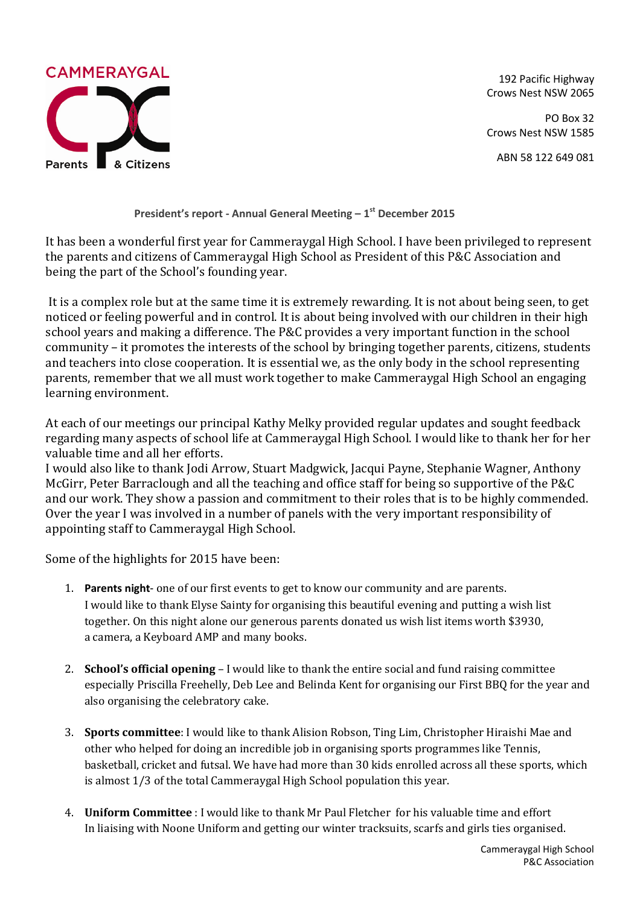CAMMERAYGAL

Parents & Citizens

192 Pacific Highway
Crows Nest NSW 2065

PO Box 32
Crows Nest NSW 1585

ABN 58 122 649 081

**President's report - Annual General Meeting – 1st December 2015**

It has been a wonderful first year for Cammeraygal High School. I have been privileged to represent the parents and citizens of Cammeraygal High School as President of this P&C Association and being the part of the School's founding year.

It is a complex role but at the same time it is extremely rewarding. It is not about being seen, to get noticed or feeling powerful and in control. It is about being involved with our children in their high school years and making a difference. The P&C provides a very important function in the school community – it promotes the interests of the school by bringing together parents, citizens, students and teachers into close cooperation. It is essential we, as the only body in the school representing parents, remember that we all must work together to make Cammeraygal High School an engaging learning environment.

At each of our meetings our principal Kathy Melky provided regular updates and sought feedback regarding many aspects of school life at Cammeraygal High School. I would like to thank her for her valuable time and all her efforts.
I would also like to thank Jodi Arrow, Stuart Madgwick, Jacqui Payne, Stephanie Wagner, Anthony McGirr, Peter Barraclough and all the teaching and office staff for being so supportive of the P&C and our work. They show a passion and commitment to their roles that is to be highly commended. Over the year I was involved in a number of panels with the very important responsibility of appointing staff to Cammeraygal High School.

Some of the highlights for 2015 have been:

1. **Parents night**- one of our first events to get to know our community and are parents.
   I would like to thank Elyse Sainty for organising this beautiful evening and putting a wish list together. On this night alone our generous parents donated us wish list items worth $3930, a camera, a Keyboard AMP and many books.

2. **School's official opening** – I would like to thank the entire social and fund raising committee especially Priscilla Freehelly, Deb Lee and Belinda Kent for organising our First BBQ for the year and also organising the celebratory cake.

3. **Sports committee**: I would like to thank Alision Robson, Ting Lim, Christopher Hiraishi Mae and other who helped for doing an incredible job in organising sports programmes like Tennis, basketball, cricket and futsal. We have had more than 30 kids enrolled across all these sports, which is almost 1/3 of the total Cammeraygal High School population this year.

4. **Uniform Committee** : I would like to thank Mr Paul Fletcher for his valuable time and effort In liaising with Noone Uniform and getting our winter tracksuits, scarfs and girls ties organised.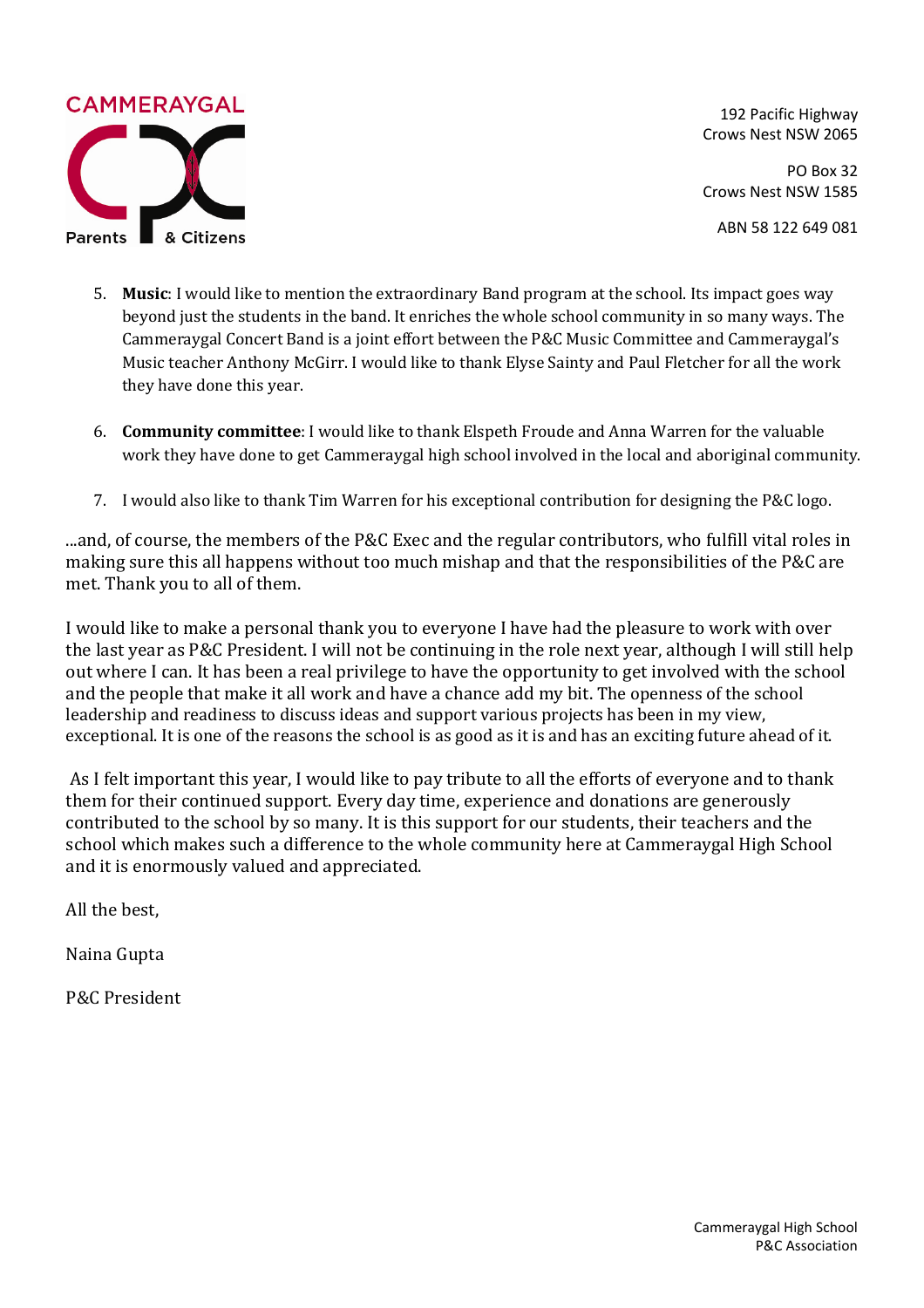5. **Music**: I would like to mention the extraordinary Band program at the school. Its impact goes way beyond just the students in the band. It enriches the whole school community in so many ways. The Cammeraygal Concert Band is a joint effort between the P&C Music Committee and Cammeraygal's Music teacher Anthony McGirr. I would like to thank Elyse Sainty and Paul Fletcher for all the work they have done this year.

6. **Community committee**: I would like to thank Elspeth Froude and Anna Warren for the valuable work they have done to get Cammeraygal high school involved in the local and aboriginal community.

7. I would also like to thank Tim Warren for his exceptional contribution for designing the P&C logo.

...and, of course, the members of the P&C Exec and the regular contributors, who fulfill vital roles in making sure this all happens without too much mishap and that the responsibilities of the P&C are met. Thank you to all of them.

I would like to make a personal thank you to everyone I have had the pleasure to work with over the last year as P&C President. I will not be continuing in the role next year, although I will still help out where I can. It has been a real privilege to have the opportunity to get involved with the school and the people that make it all work and have a chance add my bit. The openness of the school leadership and readiness to discuss ideas and support various projects has been in my view, exceptional. It is one of the reasons the school is as good as it is and has an exciting future ahead of it.

As I felt important this year, I would like to pay tribute to all the efforts of everyone and to thank them for their continued support. Every day time, experience and donations are generously contributed to the school by so many. It is this support for our students, their teachers and the school which makes such a difference to the whole community here at Cammeraygal High School and it is enormously valued and appreciated.

All the best,

Naina Gupta

P&C President